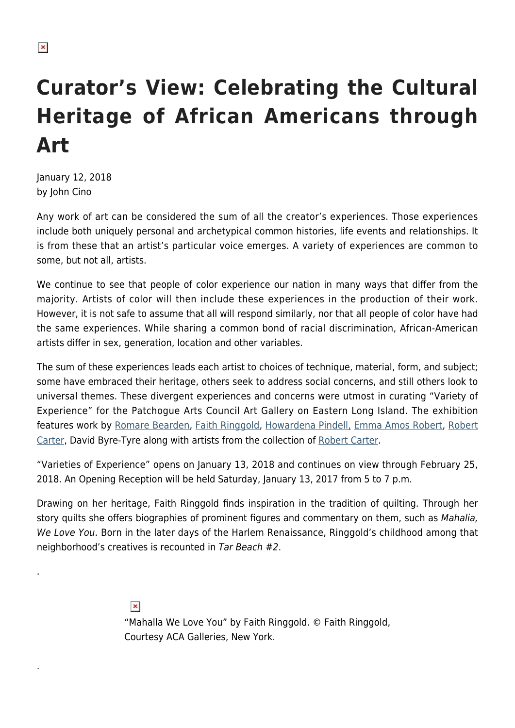# Curator's View: Celebrating the Cultural Heritage of African Americans through Art

January 12, 2018
by John Cino

Any work of art can be considered the sum of all the creator's experiences. Those experiences include both uniquely personal and archetypical common histories, life events and relationships. It is from these that an artist's particular voice emerges. A variety of experiences are common to some, but not all, artists.

We continue to see that people of color experience our nation in many ways that differ from the majority. Artists of color will then include these experiences in the production of their work. However, it is not safe to assume that all will respond similarly, nor that all people of color have had the same experiences. While sharing a common bond of racial discrimination, African-American artists differ in sex, generation, location and other variables.

The sum of these experiences leads each artist to choices of technique, material, form, and subject; some have embraced their heritage, others seek to address social concerns, and still others look to universal themes. These divergent experiences and concerns were utmost in curating "Variety of Experience" for the Patchogue Arts Council Art Gallery on Eastern Long Island. The exhibition features work by Romare Bearden, Faith Ringgold, Howardena Pindell, Emma Amos Robert, Robert Carter, David Byre-Tyre along with artists from the collection of Robert Carter.

"Varieties of Experience" opens on January 13, 2018 and continues on view through February 25, 2018. An Opening Reception will be held Saturday, January 13, 2017 from 5 to 7 p.m.

Drawing on her heritage, Faith Ringgold finds inspiration in the tradition of quilting. Through her story quilts she offers biographies of prominent figures and commentary on them, such as *Mahalia, We Love You*. Born in the later days of the Harlem Renaissance, Ringgold's childhood among that neighborhood's creatives is recounted in *Tar Beach #2*.

"Mahalla We Love You" by Faith Ringgold. © Faith Ringgold, Courtesy ACA Galleries, New York.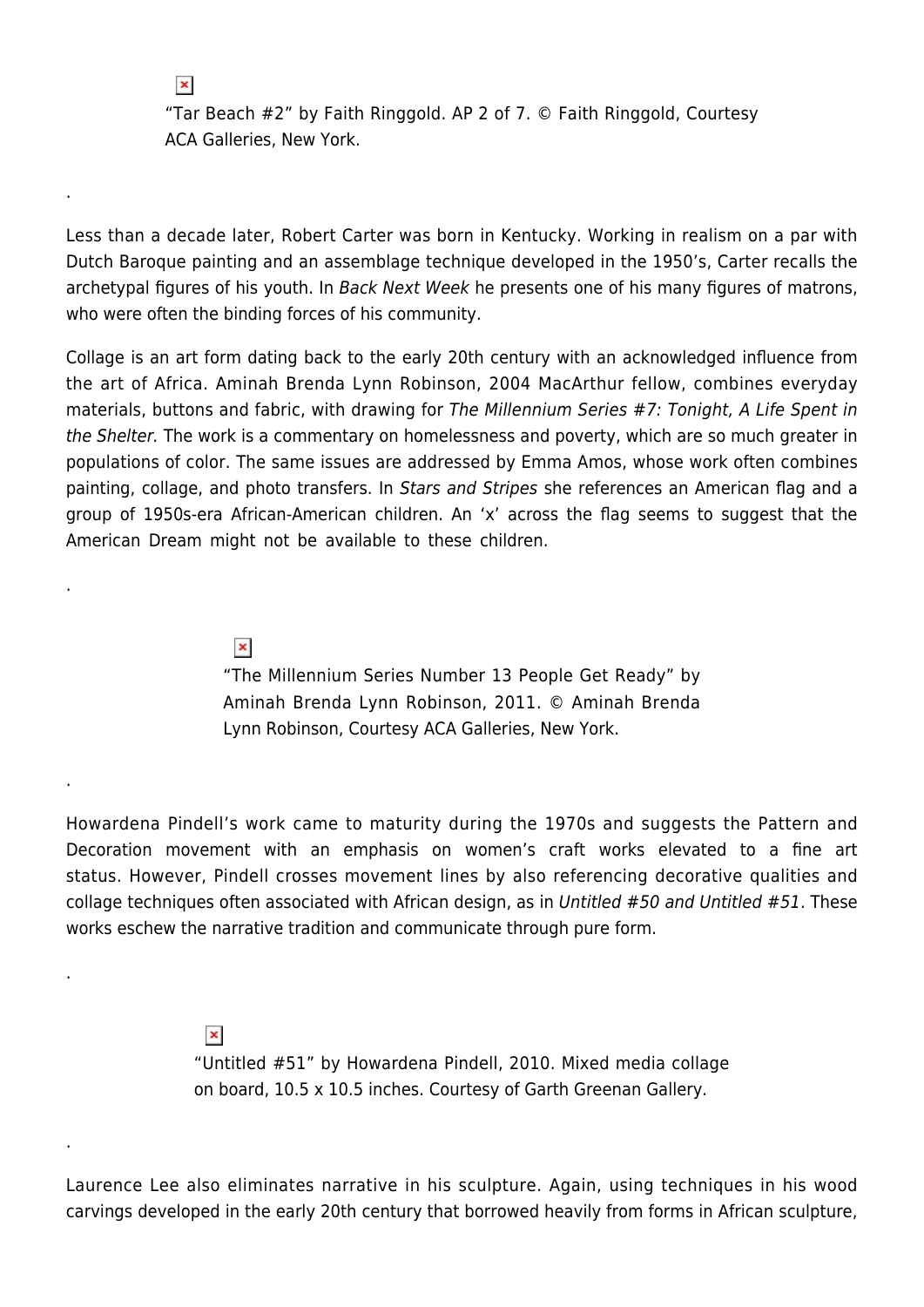"Tar Beach #2" by Faith Ringgold. AP 2 of 7. © Faith Ringgold, Courtesy ACA Galleries, New York.

.

Less than a decade later, Robert Carter was born in Kentucky. Working in realism on a par with Dutch Baroque painting and an assemblage technique developed in the 1950's, Carter recalls the archetypal figures of his youth. In *Back Next Week* he presents one of his many figures of matrons, who were often the binding forces of his community.

Collage is an art form dating back to the early 20th century with an acknowledged influence from the art of Africa. Aminah Brenda Lynn Robinson, 2004 MacArthur fellow, combines everyday materials, buttons and fabric, with drawing for *The Millennium Series #7: Tonight, A Life Spent in the Shelter.* The work is a commentary on homelessness and poverty, which are so much greater in populations of color. The same issues are addressed by Emma Amos, whose work often combines painting, collage, and photo transfers. In *Stars and Stripes* she references an American flag and a group of 1950s-era African-American children. An 'x' across the flag seems to suggest that the American Dream might not be available to these children.

.

"The Millennium Series Number 13 People Get Ready" by Aminah Brenda Lynn Robinson, 2011. © Aminah Brenda Lynn Robinson, Courtesy ACA Galleries, New York.

.

Howardena Pindell's work came to maturity during the 1970s and suggests the Pattern and Decoration movement with an emphasis on women's craft works elevated to a fine art status. However, Pindell crosses movement lines by also referencing decorative qualities and collage techniques often associated with African design, as in *Untitled #50 and Untitled #51*. These works eschew the narrative tradition and communicate through pure form.

.

"Untitled #51" by Howardena Pindell, 2010. Mixed media collage on board, 10.5 x 10.5 inches. Courtesy of Garth Greenan Gallery.

.

Laurence Lee also eliminates narrative in his sculpture. Again, using techniques in his wood carvings developed in the early 20th century that borrowed heavily from forms in African sculpture,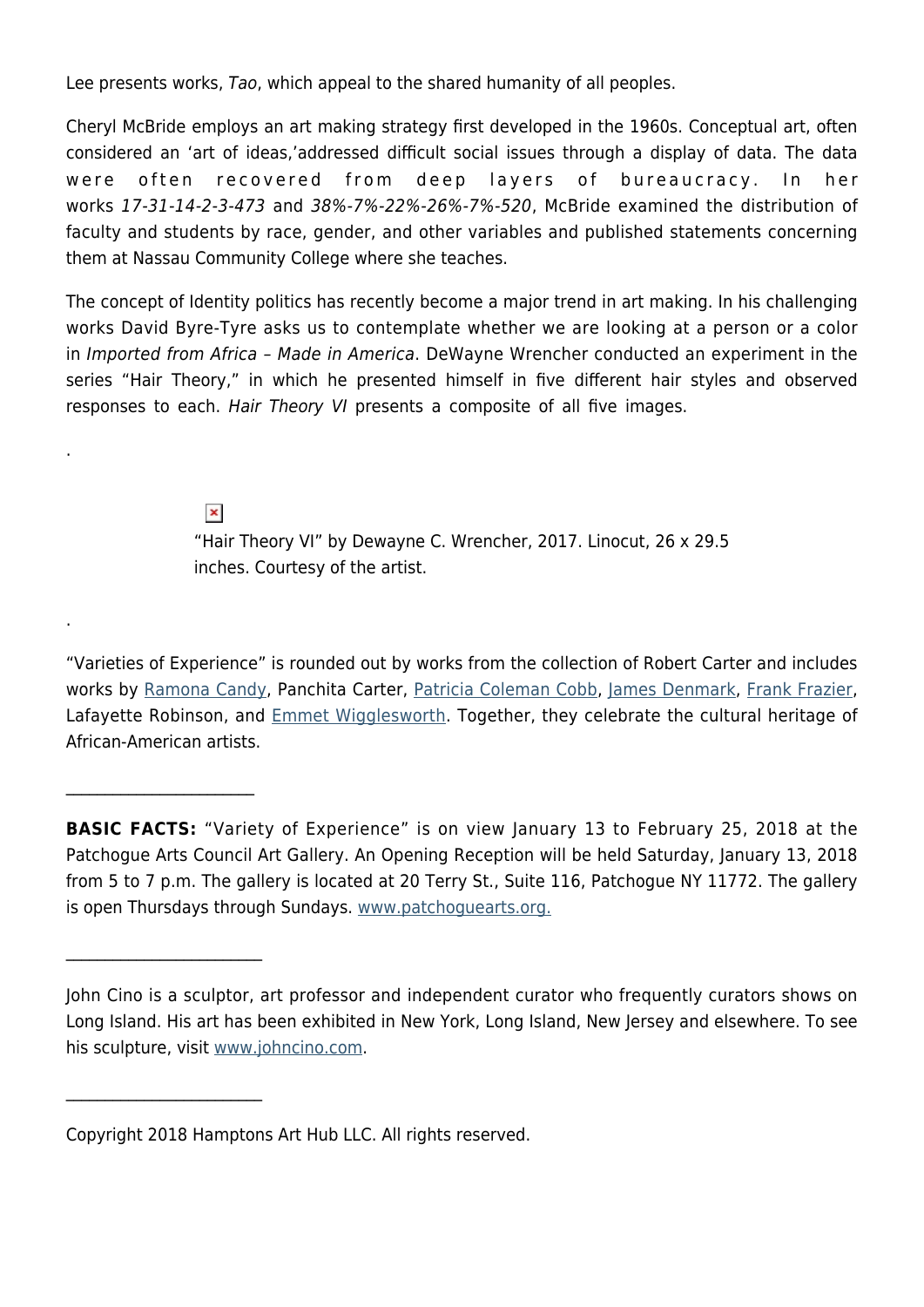Lee presents works, *Tao*, which appeal to the shared humanity of all peoples.

Cheryl McBride employs an art making strategy first developed in the 1960s. Conceptual art, often considered an 'art of ideas,'addressed difficult social issues through a display of data. The data were often recovered from deep layers of bureaucracy. In her works *17-31-14-2-3-473* and *38%-7%-22%-26%-7%-520*, McBride examined the distribution of faculty and students by race, gender, and other variables and published statements concerning them at Nassau Community College where she teaches.

The concept of Identity politics has recently become a major trend in art making. In his challenging works David Byre-Tyre asks us to contemplate whether we are looking at a person or a color in *Imported from Africa – Made in America*. DeWayne Wrencher conducted an experiment in the series "Hair Theory," in which he presented himself in five different hair styles and observed responses to each. *Hair Theory VI* presents a composite of all five images.

.

"Hair Theory VI" by Dewayne C. Wrencher, 2017. Linocut, 26 x 29.5 inches. Courtesy of the artist.

.

"Varieties of Experience" is rounded out by works from the collection of Robert Carter and includes works by Ramona Candy, Panchita Carter, Patricia Coleman Cobb, James Denmark, Frank Frazier, Lafayette Robinson, and Emmet Wigglesworth. Together, they celebrate the cultural heritage of African-American artists.

______________________

**BASIC FACTS:** "Variety of Experience" is on view January 13 to February 25, 2018 at the Patchogue Arts Council Art Gallery. An Opening Reception will be held Saturday, January 13, 2018 from 5 to 7 p.m. The gallery is located at 20 Terry St., Suite 116, Patchogue NY 11772. The gallery is open Thursdays through Sundays. www.patchoguearts.org.

______________________

John Cino is a sculptor, art professor and independent curator who frequently curators shows on Long Island. His art has been exhibited in New York, Long Island, New Jersey and elsewhere. To see his sculpture, visit www.johncino.com.

______________________

Copyright 2018 Hamptons Art Hub LLC. All rights reserved.